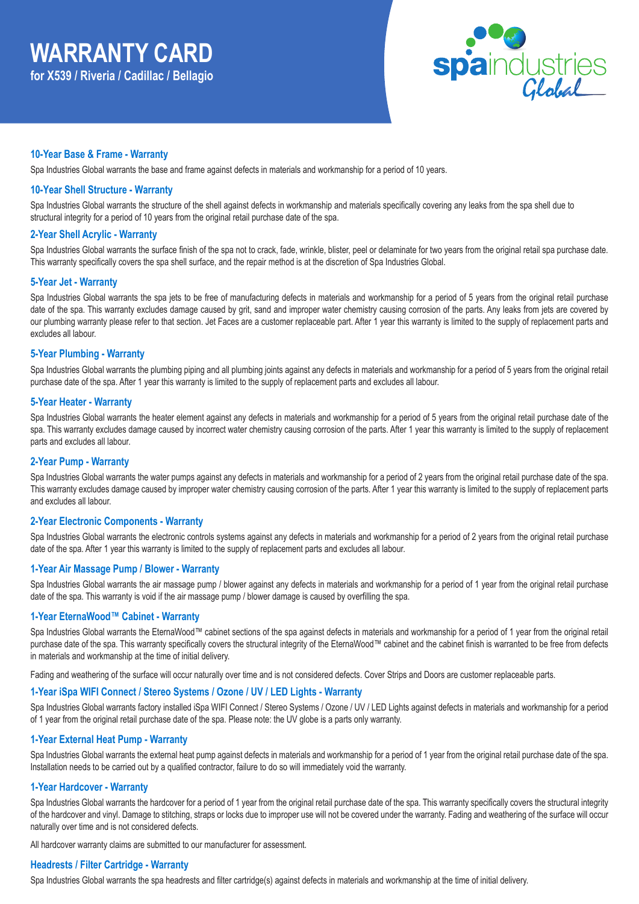# WARRANTY CARD

**for X539 / Riveria / Cadillac / Bellagio**

spaindustries Global

### 10-Year Base & Frame - Warranty

Spa Industries Global warrants the base and frame against defects in materials and workmanship for a period of 10 years.

### 10-Year Shell Structure - Warranty

Spa Industries Global warrants the structure of the shell against defects in workmanship and materials specifically covering any leaks from the spa shell due to structural integrity for a period of 10 years from the original retail purchase date of the spa.

### 2-Year Shell Acrylic - Warranty

Spa Industries Global warrants the surface finish of the spa not to crack, fade, wrinkle, blister, peel or delaminate for two years from the original retail spa purchase date. This warranty specifically covers the spa shell surface, and the repair method is at the discretion of Spa Industries Global.

### 5-Year Jet - Warranty

Spa Industries Global warrants the spa jets to be free of manufacturing defects in materials and workmanship for a period of 5 years from the original retail purchase date of the spa. This warranty excludes damage caused by grit, sand and improper water chemistry causing corrosion of the parts. Any leaks from jets are covered by our plumbing warranty please refer to that section. Jet Faces are a customer replaceable part. After 1 year this warranty is limited to the supply of replacement parts and excludes all labour.

### 5-Year Plumbing - Warranty

Spa Industries Global warrants the plumbing piping and all plumbing joints against any defects in materials and workmanship for a period of 5 years from the original retail purchase date of the spa. After 1 year this warranty is limited to the supply of replacement parts and excludes all labour.

### 5-Year Heater - Warranty

Spa Industries Global warrants the heater element against any defects in materials and workmanship for a period of 5 years from the original retail purchase date of the spa. This warranty excludes damage caused by incorrect water chemistry causing corrosion of the parts. After 1 year this warranty is limited to the supply of replacement parts and excludes all labour.

### 2-Year Pump - Warranty

Spa Industries Global warrants the water pumps against any defects in materials and workmanship for a period of 2 years from the original retail purchase date of the spa. This warranty excludes damage caused by improper water chemistry causing corrosion of the parts. After 1 year this warranty is limited to the supply of replacement parts and excludes all labour.

### 2-Year Electronic Components - Warranty

Spa Industries Global warrants the electronic controls systems against any defects in materials and workmanship for a period of 2 years from the original retail purchase date of the spa. After 1 year this warranty is limited to the supply of replacement parts and excludes all labour.

### 1-Year Air Massage Pump / Blower - Warranty

Spa Industries Global warrants the air massage pump / blower against any defects in materials and workmanship for a period of 1 year from the original retail purchase date of the spa. This warranty is void if the air massage pump / blower damage is caused by overfilling the spa.

### 1-Year EternaWood™ Cabinet - Warranty

Spa Industries Global warrants the EternaWood™ cabinet sections of the spa against defects in materials and workmanship for a period of 1 year from the original retail purchase date of the spa. This warranty specifically covers the structural integrity of the EternaWood™ cabinet and the cabinet finish is warranted to be free from defects in materials and workmanship at the time of initial delivery.

Fading and weathering of the surface will occur naturally over time and is not considered defects. Cover Strips and Doors are customer replaceable parts.

### 1-Year iSpa WIFI Connect / Stereo Systems / Ozone / UV / LED Lights - Warranty

Spa Industries Global warrants factory installed iSpa WIFI Connect / Stereo Systems / Ozone / UV / LED Lights against defects in materials and workmanship for a period of 1 year from the original retail purchase date of the spa. Please note: the UV globe is a parts only warranty.

### 1-Year External Heat Pump - Warranty

Spa Industries Global warrants the external heat pump against defects in materials and workmanship for a period of 1 year from the original retail purchase date of the spa. Installation needs to be carried out by a qualified contractor, failure to do so will immediately void the warranty.

### 1-Year Hardcover - Warranty

Spa Industries Global warrants the hardcover for a period of 1 year from the original retail purchase date of the spa. This warranty specifically covers the structural integrity of the hardcover and vinyl. Damage to stitching, straps or locks due to improper use will not be covered under the warranty. Fading and weathering of the surface will occur naturally over time and is not considered defects.

All hardcover warranty claims are submitted to our manufacturer for assessment.

### Headrests / Filter Cartridge - Warranty

Spa Industries Global warrants the spa headrests and filter cartridge(s) against defects in materials and workmanship at the time of initial delivery.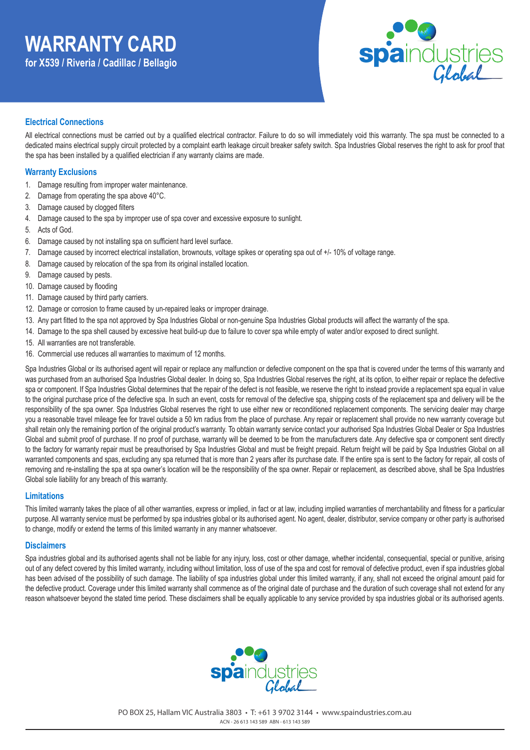# WARRANTY CARD

**for X539 / Riveria / Cadillac / Bellagio**

## Electrical Connections

All electrical connections must be carried out by a qualified electrical contractor. Failure to do so will immediately void this warranty. The spa must be connected to a dedicated mains electrical supply circuit protected by a complaint earth leakage circuit breaker safety switch. Spa Industries Global reserves the right to ask for proof that the spa has been installed by a qualified electrician if any warranty claims are made.

## Warranty Exclusions

1. Damage resulting from improper water maintenance.
2. Damage from operating the spa above 40°C.
3. Damage caused by clogged filters
4. Damage caused to the spa by improper use of spa cover and excessive exposure to sunlight.
5. Acts of God.
6. Damage caused by not installing spa on sufficient hard level surface.
7. Damage caused by incorrect electrical installation, brownouts, voltage spikes or operating spa out of +/- 10% of voltage range.
8. Damage caused by relocation of the spa from its original installed location.
9. Damage caused by pests.
10. Damage caused by flooding
11. Damage caused by third party carriers.
12. Damage or corrosion to frame caused by un-repaired leaks or improper drainage.
13. Any part fitted to the spa not approved by Spa Industries Global or non-genuine Spa Industries Global products will affect the warranty of the spa.
14. Damage to the spa shell caused by excessive heat build-up due to failure to cover spa while empty of water and/or exposed to direct sunlight.
15. All warranties are not transferable.
16. Commercial use reduces all warranties to maximum of 12 months.

Spa Industries Global or its authorised agent will repair or replace any malfunction or defective component on the spa that is covered under the terms of this warranty and was purchased from an authorised Spa Industries Global dealer. In doing so, Spa Industries Global reserves the right, at its option, to either repair or replace the defective spa or component. If Spa Industries Global determines that the repair of the defect is not feasible, we reserve the right to instead provide a replacement spa equal in value to the original purchase price of the defective spa. In such an event, costs for removal of the defective spa, shipping costs of the replacement spa and delivery will be the responsibility of the spa owner. Spa Industries Global reserves the right to use either new or reconditioned replacement components. The servicing dealer may charge you a reasonable travel mileage fee for travel outside a 50 km radius from the place of purchase. Any repair or replacement shall provide no new warranty coverage but shall retain only the remaining portion of the original product's warranty. To obtain warranty service contact your authorised Spa Industries Global Dealer or Spa Industries Global and submit proof of purchase. If no proof of purchase, warranty will be deemed to be from the manufacturers date. Any defective spa or component sent directly to the factory for warranty repair must be preauthorised by Spa Industries Global and must be freight prepaid. Return freight will be paid by Spa Industries Global on all warranted components and spas, excluding any spa returned that is more than 2 years after its purchase date. If the entire spa is sent to the factory for repair, all costs of removing and re-installing the spa at spa owner's location will be the responsibility of the spa owner. Repair or replacement, as described above, shall be Spa Industries Global sole liability for any breach of this warranty.

## Limitations

This limited warranty takes the place of all other warranties, express or implied, in fact or at law, including implied warranties of merchantability and fitness for a particular purpose. All warranty service must be performed by spa industries global or its authorised agent. No agent, dealer, distributor, service company or other party is authorised to change, modify or extend the terms of this limited warranty in any manner whatsoever.

## Disclaimers

Spa industries global and its authorised agents shall not be liable for any injury, loss, cost or other damage, whether incidental, consequential, special or punitive, arising out of any defect covered by this limited warranty, including without limitation, loss of use of the spa and cost for removal of defective product, even if spa industries global has been advised of the possibility of such damage. The liability of spa industries global under this limited warranty, if any, shall not exceed the original amount paid for the defective product. Coverage under this limited warranty shall commence as of the original date of purchase and the duration of such coverage shall not extend for any reason whatsoever beyond the stated time period. These disclaimers shall be equally applicable to any service provided by spa industries global or its authorised agents.

PO BOX 25, Hallam VIC Australia 3803 • T: +61 3 9702 3144 • www.spaindustries.com.au

ACN - 26 613 143 589 ABN - 613 143 589